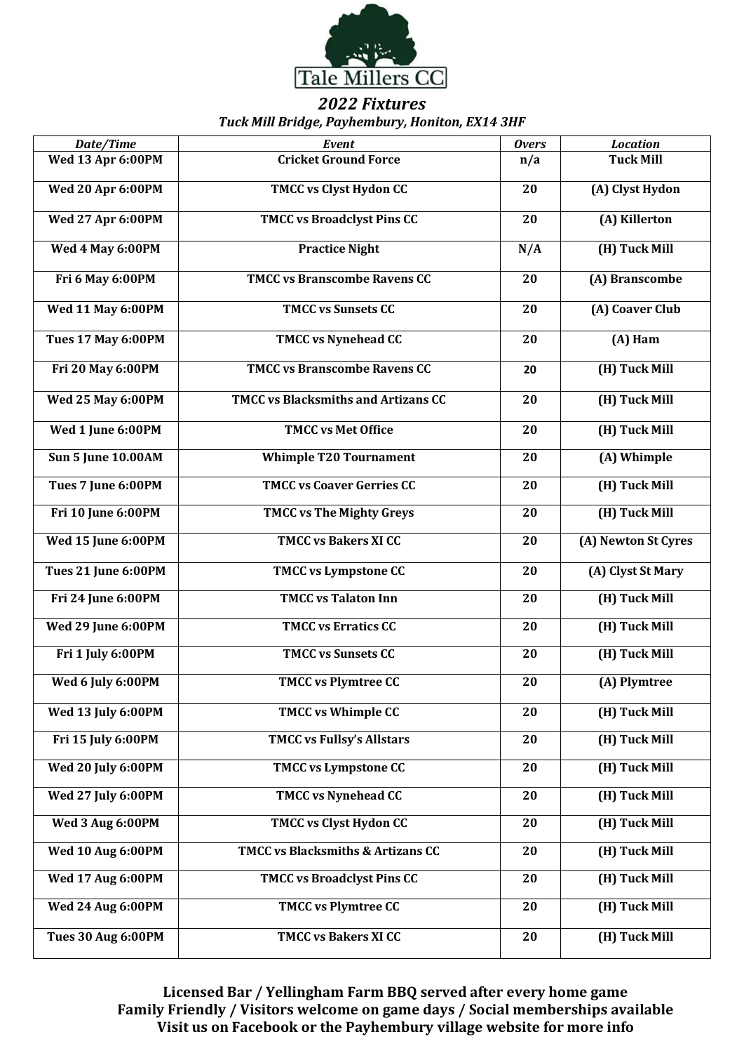Tale Millers CC

## *2022 Fixtures*

***Tuck Mill Bridge, Payhembury, Honiton, EX14 3HF***

| *Date/Time* | *Event* | *Overs* | *Location* |
|---|---|---|---|
| **Wed 13 Apr 6:00PM** | **Cricket Ground Force** | **n/a** | **Tuck Mill** |
| **Wed 20 Apr 6:00PM** | **TMCC vs Clyst Hydon CC** | **20** | **(A) Clyst Hydon** |
| **Wed 27 Apr 6:00PM** | **TMCC vs Broadclyst Pins CC** | **20** | **(A) Killerton** |
| **Wed 4 May 6:00PM** | **Practice Night** | **N/A** | **(H) Tuck Mill** |
| **Fri 6 May 6:00PM** | **TMCC vs Branscombe Ravens CC** | **20** | **(A) Branscombe** |
| **Wed 11 May 6:00PM** | **TMCC vs Sunsets CC** | **20** | **(A) Coaver Club** |
| **Tues 17 May 6:00PM** | **TMCC vs Nynehead CC** | **20** | **(A) Ham** |
| **Fri 20 May 6:00PM** | **TMCC vs Branscombe Ravens CC** | **20** | **(H) Tuck Mill** |
| **Wed 25 May 6:00PM** | **TMCC vs Blacksmiths and Artizans CC** | **20** | **(H) Tuck Mill** |
| **Wed 1 June 6:00PM** | **TMCC vs Met Office** | **20** | **(H) Tuck Mill** |
| **Sun 5 June 10.00AM** | **Whimple T20 Tournament** | **20** | **(A) Whimple** |
| **Tues 7 June 6:00PM** | **TMCC vs Coaver Gerries CC** | **20** | **(H) Tuck Mill** |
| **Fri 10 June 6:00PM** | **TMCC vs The Mighty Greys** | **20** | **(H) Tuck Mill** |
| **Wed 15 June 6:00PM** | **TMCC vs Bakers XI CC** | **20** | **(A) Newton St Cyres** |
| **Tues 21 June 6:00PM** | **TMCC vs Lympstone CC** | **20** | **(A) Clyst St Mary** |
| **Fri 24 June 6:00PM** | **TMCC vs Talaton Inn** | **20** | **(H) Tuck Mill** |
| **Wed 29 June 6:00PM** | **TMCC vs Erratics CC** | **20** | **(H) Tuck Mill** |
| **Fri 1 July 6:00PM** | **TMCC vs Sunsets CC** | **20** | **(H) Tuck Mill** |
| **Wed 6 July 6:00PM** | **TMCC vs Plymtree CC** | **20** | **(A) Plymtree** |
| **Wed 13 July 6:00PM** | **TMCC vs Whimple CC** | **20** | **(H) Tuck Mill** |
| **Fri 15 July 6:00PM** | **TMCC vs Fullsy's Allstars** | **20** | **(H) Tuck Mill** |
| **Wed 20 July 6:00PM** | **TMCC vs Lympstone CC** | **20** | **(H) Tuck Mill** |
| **Wed 27 July 6:00PM** | **TMCC vs Nynehead CC** | **20** | **(H) Tuck Mill** |
| **Wed 3 Aug 6:00PM** | **TMCC vs Clyst Hydon CC** | **20** | **(H) Tuck Mill** |
| **Wed 10 Aug 6:00PM** | **TMCC vs Blacksmiths & Artizans CC** | **20** | **(H) Tuck Mill** |
| **Wed 17 Aug 6:00PM** | **TMCC vs Broadclyst Pins CC** | **20** | **(H) Tuck Mill** |
| **Wed 24 Aug 6:00PM** | **TMCC vs Plymtree CC** | **20** | **(H) Tuck Mill** |
| **Tues 30 Aug 6:00PM** | **TMCC vs Bakers XI CC** | **20** | **(H) Tuck Mill** |

**Licensed Bar / Yellingham Farm BBQ served after every home game**
**Family Friendly / Visitors welcome on game days / Social memberships available**
**Visit us on Facebook or the Payhembury village website for more info**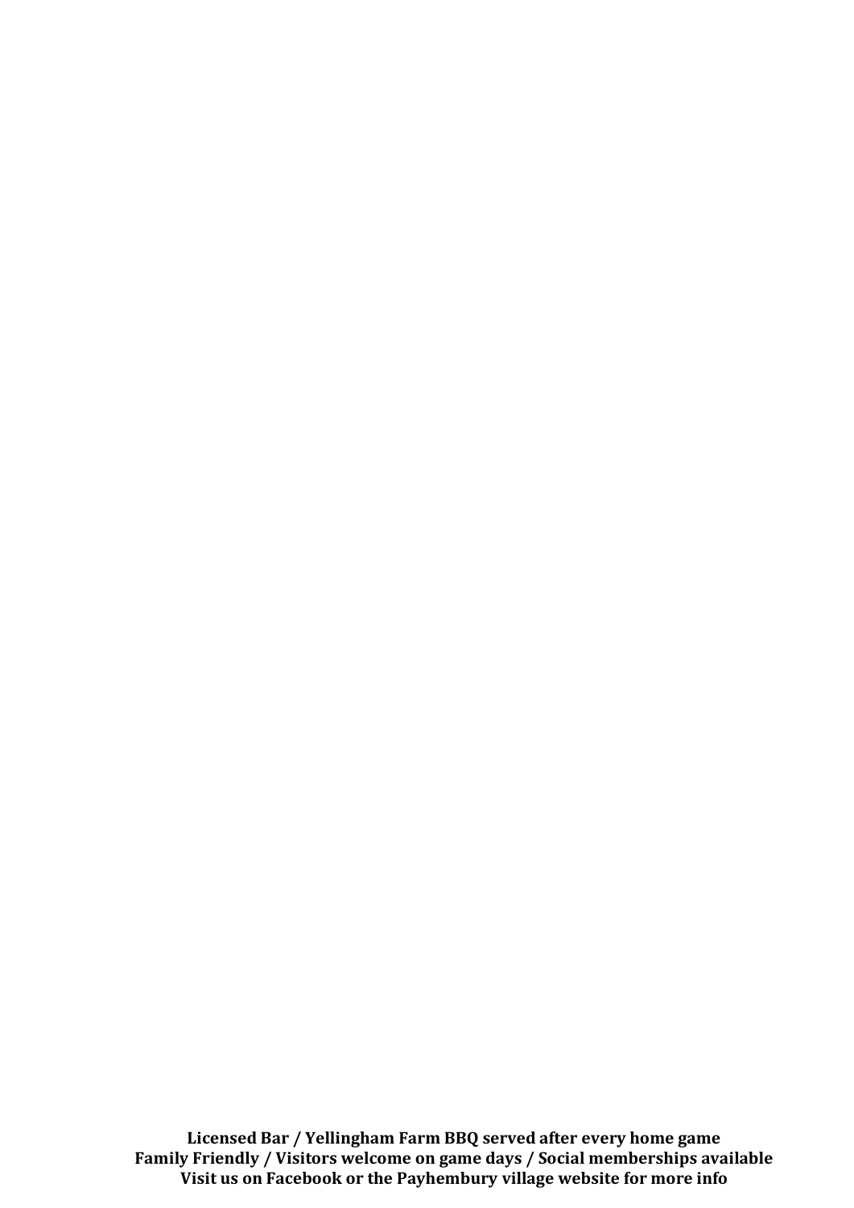**Licensed Bar / Yellingham Farm BBQ served after every home game**
**Family Friendly / Visitors welcome on game days / Social memberships available**
**Visit us on Facebook or the Payhembury village website for more info**